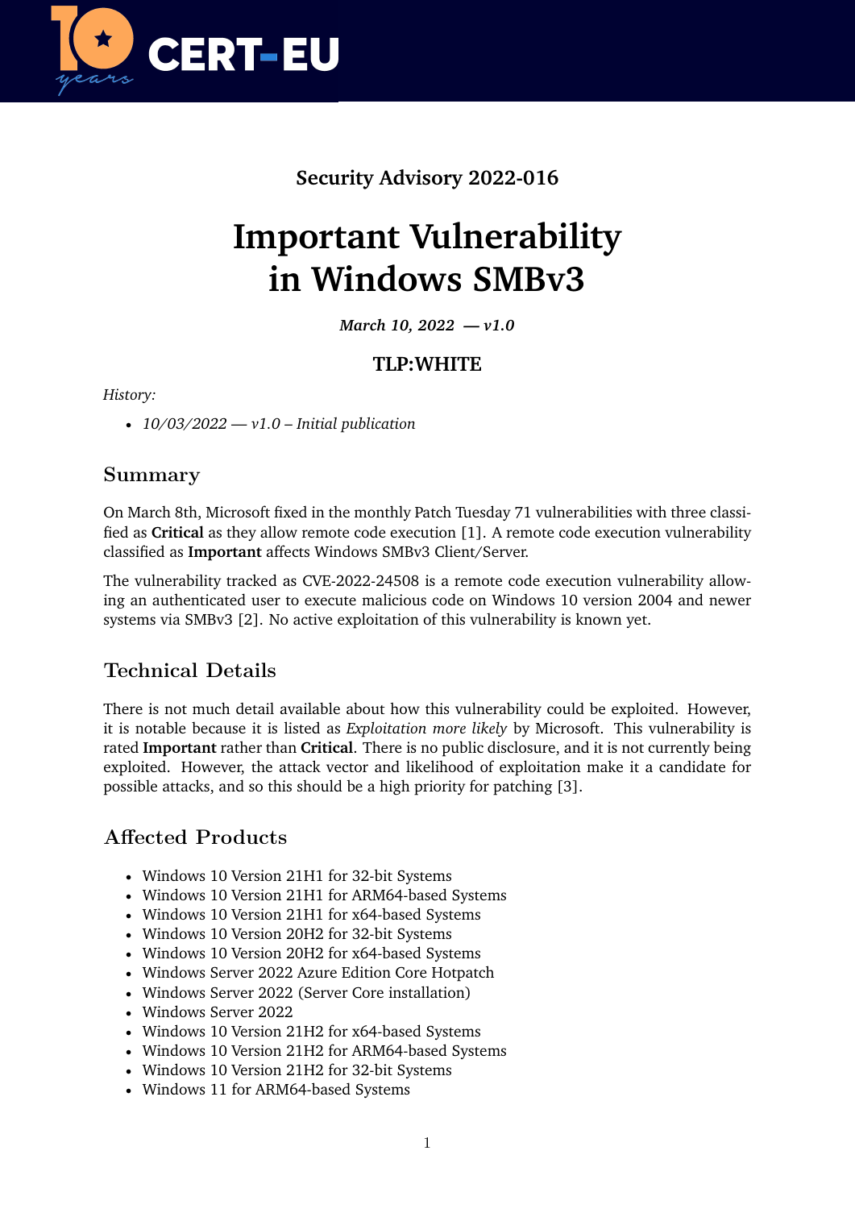Security Advisory 2022-016

# Important Vulnerability in Windows SMBv3

***March 10, 2022 — v1.0***

**TLP:WHITE**

*History:*

- *10/03/2022 — v1.0 – Initial publication*

## Summary

On March 8th, Microsoft fixed in the monthly Patch Tuesday 71 vulnerabilities with three classified as **Critical** as they allow remote code execution [1]. A remote code execution vulnerability classified as **Important** affects Windows SMBv3 Client/Server.

The vulnerability tracked as CVE-2022-24508 is a remote code execution vulnerability allowing an authenticated user to execute malicious code on Windows 10 version 2004 and newer systems via SMBv3 [2]. No active exploitation of this vulnerability is known yet.

## Technical Details

There is not much detail available about how this vulnerability could be exploited. However, it is notable because it is listed as *Exploitation more likely* by Microsoft. This vulnerability is rated **Important** rather than **Critical**. There is no public disclosure, and it is not currently being exploited. However, the attack vector and likelihood of exploitation make it a candidate for possible attacks, and so this should be a high priority for patching [3].

## Affected Products

- Windows 10 Version 21H1 for 32-bit Systems
- Windows 10 Version 21H1 for ARM64-based Systems
- Windows 10 Version 21H1 for x64-based Systems
- Windows 10 Version 20H2 for 32-bit Systems
- Windows 10 Version 20H2 for x64-based Systems
- Windows Server 2022 Azure Edition Core Hotpatch
- Windows Server 2022 (Server Core installation)
- Windows Server 2022
- Windows 10 Version 21H2 for x64-based Systems
- Windows 10 Version 21H2 for ARM64-based Systems
- Windows 10 Version 21H2 for 32-bit Systems
- Windows 11 for ARM64-based Systems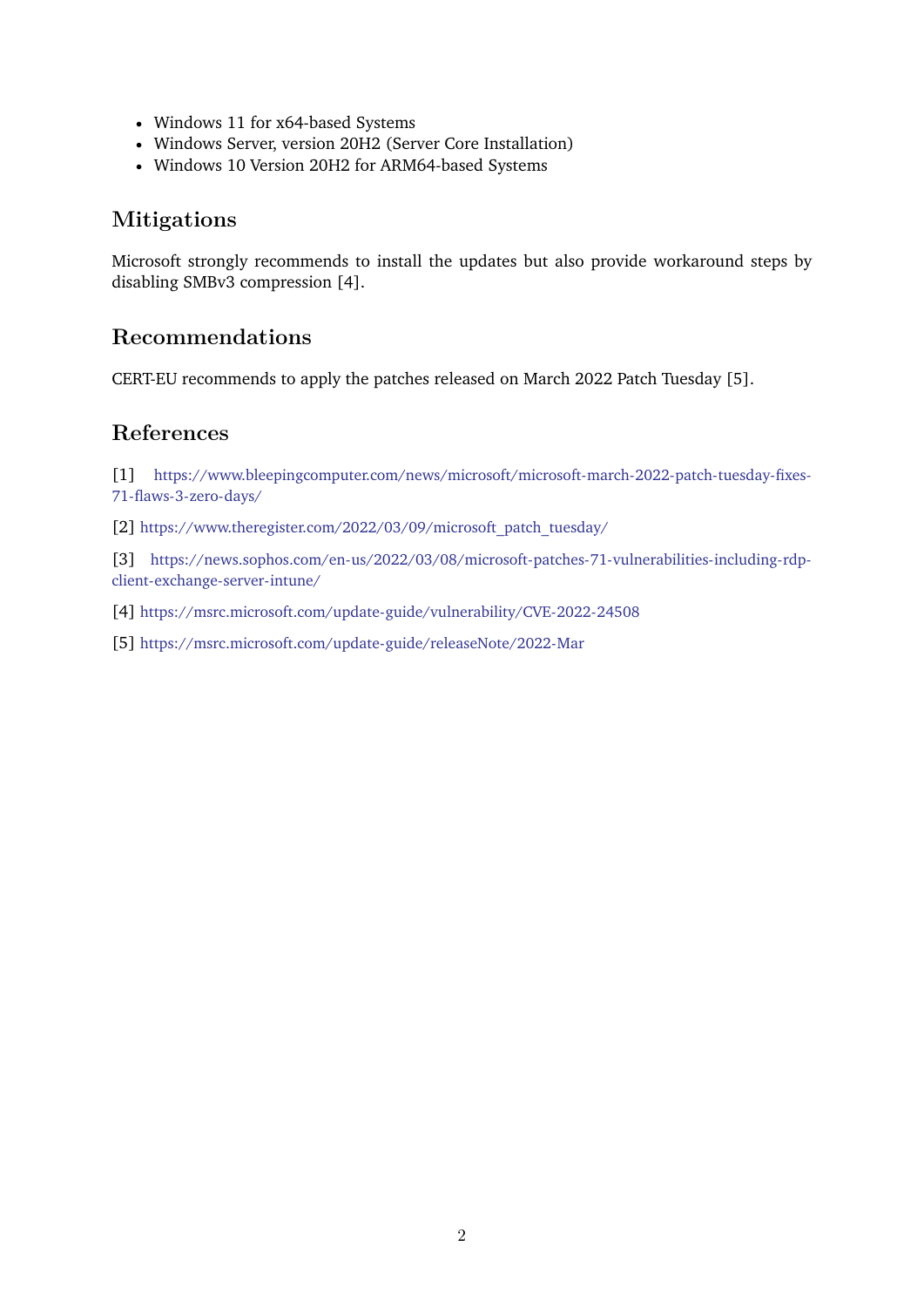- Windows 11 for x64-based Systems
- Windows Server, version 20H2 (Server Core Installation)
- Windows 10 Version 20H2 for ARM64-based Systems

## Mitigations

Microsoft strongly recommends to install the updates but also provide workaround steps by disabling SMBv3 compression [4].

## Recommendations

CERT-EU recommends to apply the patches released on March 2022 Patch Tuesday [5].

## References

[1] https://www.bleepingcomputer.com/news/microsoft/microsoft-march-2022-patch-tuesday-fixes-71-flaws-3-zero-days/

[2] https://www.theregister.com/2022/03/09/microsoft_patch_tuesday/

[3] https://news.sophos.com/en-us/2022/03/08/microsoft-patches-71-vulnerabilities-including-rdp-client-exchange-server-intune/

[4] https://msrc.microsoft.com/update-guide/vulnerability/CVE-2022-24508

[5] https://msrc.microsoft.com/update-guide/releaseNote/2022-Mar